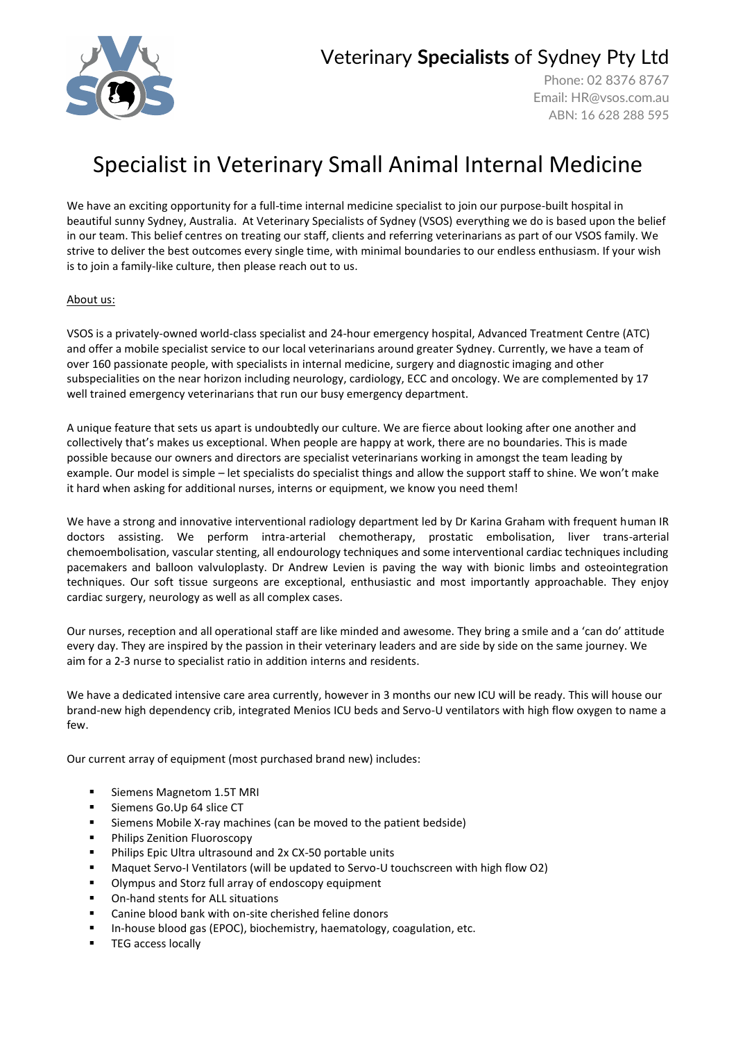# Veterinary **Specialists** of Sydney Pty Ltd

Phone: 02 8376 8767
Email: HR@vsos.com.au
ABN: 16 628 288 595

# Specialist in Veterinary Small Animal Internal Medicine

We have an exciting opportunity for a full-time internal medicine specialist to join our purpose-built hospital in beautiful sunny Sydney, Australia. At Veterinary Specialists of Sydney (VSOS) everything we do is based upon the belief in our team. This belief centres on treating our staff, clients and referring veterinarians as part of our VSOS family. We strive to deliver the best outcomes every single time, with minimal boundaries to our endless enthusiasm. If your wish is to join a family-like culture, then please reach out to us.

About us:

VSOS is a privately-owned world-class specialist and 24-hour emergency hospital, Advanced Treatment Centre (ATC) and offer a mobile specialist service to our local veterinarians around greater Sydney. Currently, we have a team of over 160 passionate people, with specialists in internal medicine, surgery and diagnostic imaging and other subspecialities on the near horizon including neurology, cardiology, ECC and oncology. We are complemented by 17 well trained emergency veterinarians that run our busy emergency department.

A unique feature that sets us apart is undoubtedly our culture. We are fierce about looking after one another and collectively that's makes us exceptional. When people are happy at work, there are no boundaries. This is made possible because our owners and directors are specialist veterinarians working in amongst the team leading by example. Our model is simple – let specialists do specialist things and allow the support staff to shine. We won't make it hard when asking for additional nurses, interns or equipment, we know you need them!

We have a strong and innovative interventional radiology department led by Dr Karina Graham with frequent human IR doctors assisting. We perform intra-arterial chemotherapy, prostatic embolisation, liver trans-arterial chemoembolisation, vascular stenting, all endourology techniques and some interventional cardiac techniques including pacemakers and balloon valvuloplasty. Dr Andrew Levien is paving the way with bionic limbs and osteointegration techniques. Our soft tissue surgeons are exceptional, enthusiastic and most importantly approachable. They enjoy cardiac surgery, neurology as well as all complex cases.

Our nurses, reception and all operational staff are like minded and awesome. They bring a smile and a 'can do' attitude every day. They are inspired by the passion in their veterinary leaders and are side by side on the same journey. We aim for a 2-3 nurse to specialist ratio in addition interns and residents.

We have a dedicated intensive care area currently, however in 3 months our new ICU will be ready. This will house our brand-new high dependency crib, integrated Menios ICU beds and Servo-U ventilators with high flow oxygen to name a few.

Our current array of equipment (most purchased brand new) includes:

- Siemens Magnetom 1.5T MRI
- Siemens Go.Up 64 slice CT
- Siemens Mobile X-ray machines (can be moved to the patient bedside)
- Philips Zenition Fluoroscopy
- Philips Epic Ultra ultrasound and 2x CX-50 portable units
- Maquet Servo-I Ventilators (will be updated to Servo-U touchscreen with high flow O2)
- Olympus and Storz full array of endoscopy equipment
- On-hand stents for ALL situations
- Canine blood bank with on-site cherished feline donors
- In-house blood gas (EPOC), biochemistry, haematology, coagulation, etc.
- TEG access locally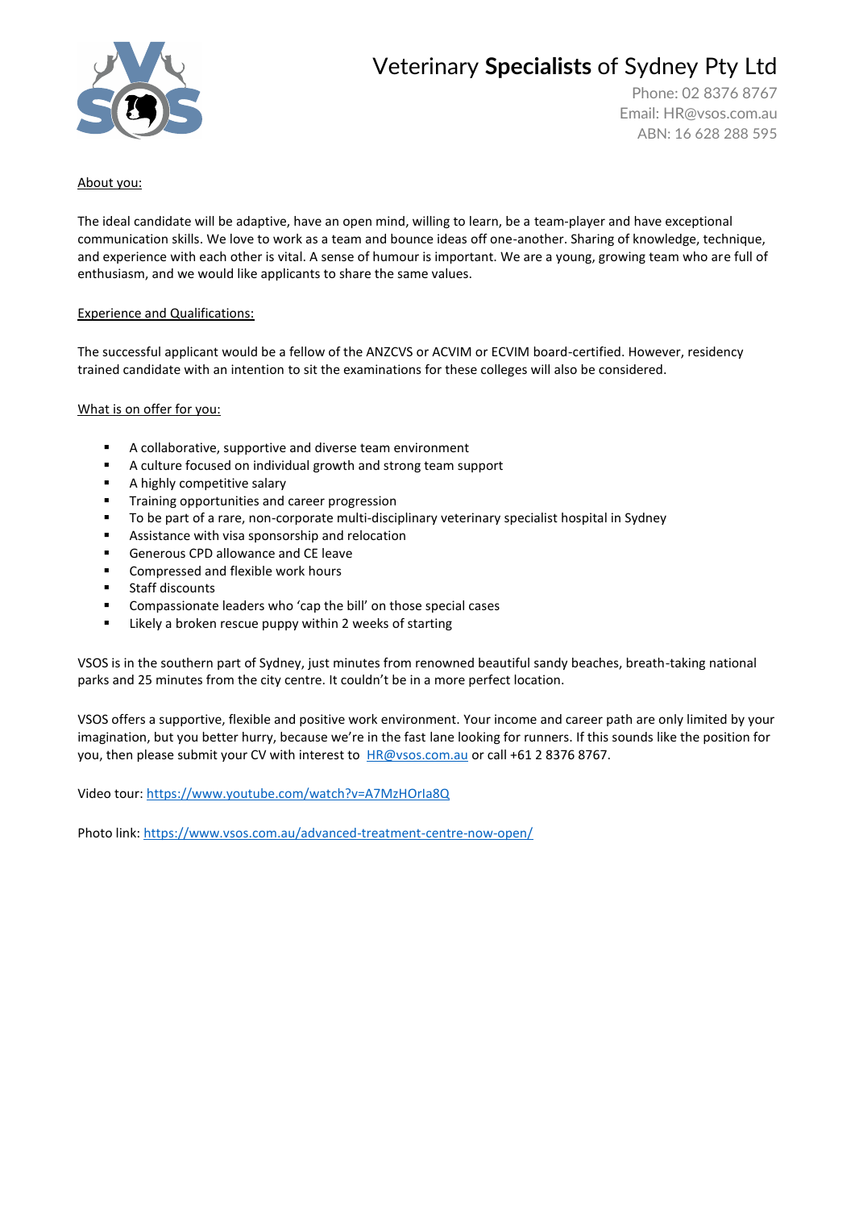# Veterinary **Specialists** of Sydney Pty Ltd

Phone: 02 8376 8767
Email: HR@vsos.com.au
ABN: 16 628 288 595

About you:

The ideal candidate will be adaptive, have an open mind, willing to learn, be a team-player and have exceptional communication skills. We love to work as a team and bounce ideas off one-another. Sharing of knowledge, technique, and experience with each other is vital. A sense of humour is important. We are a young, growing team who are full of enthusiasm, and we would like applicants to share the same values.

Experience and Qualifications:

The successful applicant would be a fellow of the ANZCVS or ACVIM or ECVIM board-certified. However, residency trained candidate with an intention to sit the examinations for these colleges will also be considered.

What is on offer for you:

- A collaborative, supportive and diverse team environment
- A culture focused on individual growth and strong team support
- A highly competitive salary
- Training opportunities and career progression
- To be part of a rare, non-corporate multi-disciplinary veterinary specialist hospital in Sydney
- Assistance with visa sponsorship and relocation
- Generous CPD allowance and CE leave
- Compressed and flexible work hours
- Staff discounts
- Compassionate leaders who 'cap the bill' on those special cases
- Likely a broken rescue puppy within 2 weeks of starting

VSOS is in the southern part of Sydney, just minutes from renowned beautiful sandy beaches, breath-taking national parks and 25 minutes from the city centre. It couldn't be in a more perfect location.

VSOS offers a supportive, flexible and positive work environment. Your income and career path are only limited by your imagination, but you better hurry, because we're in the fast lane looking for runners. If this sounds like the position for you, then please submit your CV with interest to HR@vsos.com.au or call +61 2 8376 8767.

Video tour: https://www.youtube.com/watch?v=A7MzHOrla8Q

Photo link: https://www.vsos.com.au/advanced-treatment-centre-now-open/